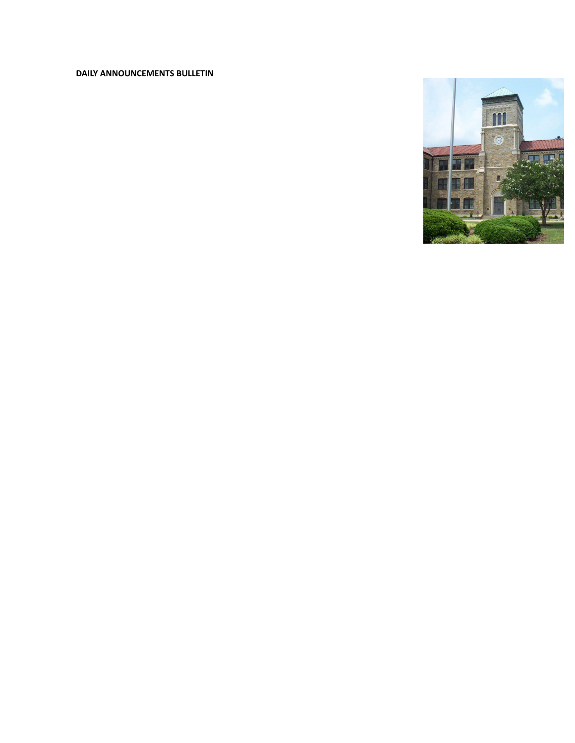**DAILY ANNOUNCEMENTS BULLETIN**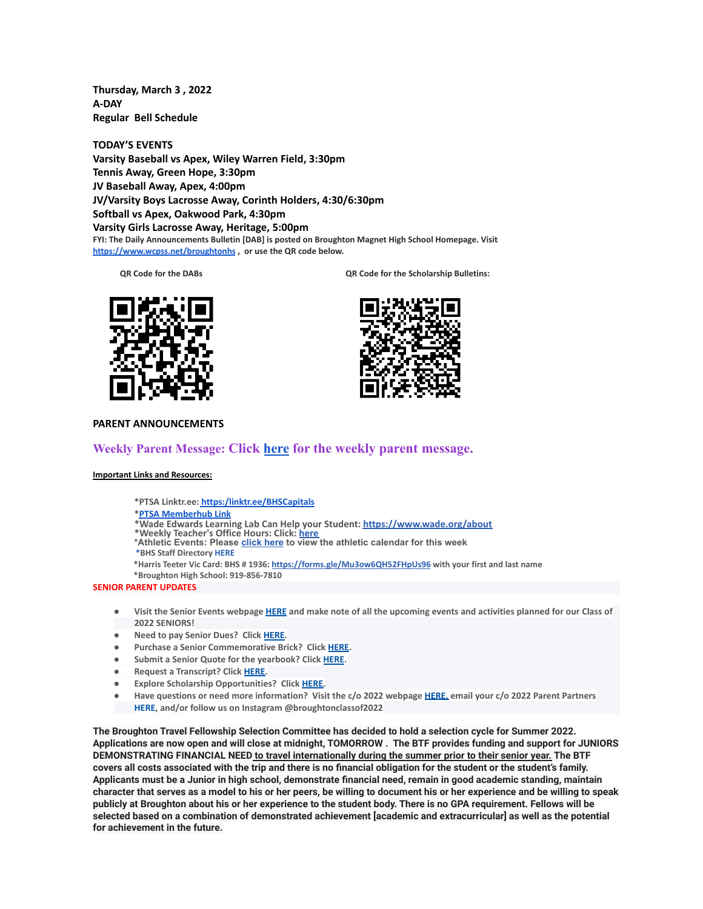**Thursday, March 3 , 2022**
**A-DAY**
**Regular Bell Schedule**

**TODAY'S EVENTS**
**Varsity Baseball vs Apex, Wiley Warren Field, 3:30pm**
**Tennis Away, Green Hope, 3:30pm**
**JV Baseball Away, Apex, 4:00pm**
**JV/Varsity Boys Lacrosse Away, Corinth Holders, 4:30/6:30pm**
**Softball vs Apex, Oakwood Park, 4:30pm**
**Varsity Girls Lacrosse Away, Heritage, 5:00pm**

FYI: The Daily Announcements Bulletin [DAB] is posted on Broughton Magnet High School Homepage. Visit https://www.wcpss.net/broughtonhs , or use the QR code below.

QR Code for the DABs

QR Code for the Scholarship Bulletins:

**PARENT ANNOUNCEMENTS**

**Weekly Parent Message: Click here for the weekly parent message.**

**Important Links and Resources:**

*PTSA Linktr.ee: https:/linktr.ee/BHSCapitals
*PTSA Memberhub Link
*Wade Edwards Learning Lab Can Help your Student: https://www.wade.org/about
*Weekly Teacher's Office Hours: Click: here
*Athletic Events: Please click here to view the athletic calendar for this week
*BHS Staff Directory HERE
*Harris Teeter Vic Card: BHS # 1936: https://forms.gle/Mu3ow6QH52FHpUs96 with your first and last name
*Broughton High School: 919-856-7810

**SENIOR PARENT UPDATES**

- Visit the Senior Events webpage HERE and make note of all the upcoming events and activities planned for our Class of 2022 SENIORS!
- Need to pay Senior Dues? Click HERE.
- Purchase a Senior Commemorative Brick? Click HERE.
- Submit a Senior Quote for the yearbook? Click HERE.
- Request a Transcript? Click HERE.
- Explore Scholarship Opportunities? Click HERE.
- Have questions or need more information? Visit the c/o 2022 webpage HERE, email your c/o 2022 Parent Partners HERE, and/or follow us on Instagram @broughtonclassof2022

**The Broughton Travel Fellowship Selection Committee has decided to hold a selection cycle for Summer 2022. Applications are now open and will close at midnight, TOMORROW . The BTF provides funding and support for JUNIORS DEMONSTRATING FINANCIAL NEED to travel internationally during the summer prior to their senior year. The BTF covers all costs associated with the trip and there is no financial obligation for the student or the student's family. Applicants must be a Junior in high school, demonstrate financial need, remain in good academic standing, maintain character that serves as a model to his or her peers, be willing to document his or her experience and be willing to speak publicly at Broughton about his or her experience to the student body. There is no GPA requirement. Fellows will be selected based on a combination of demonstrated achievement [academic and extracurricular] as well as the potential for achievement in the future.**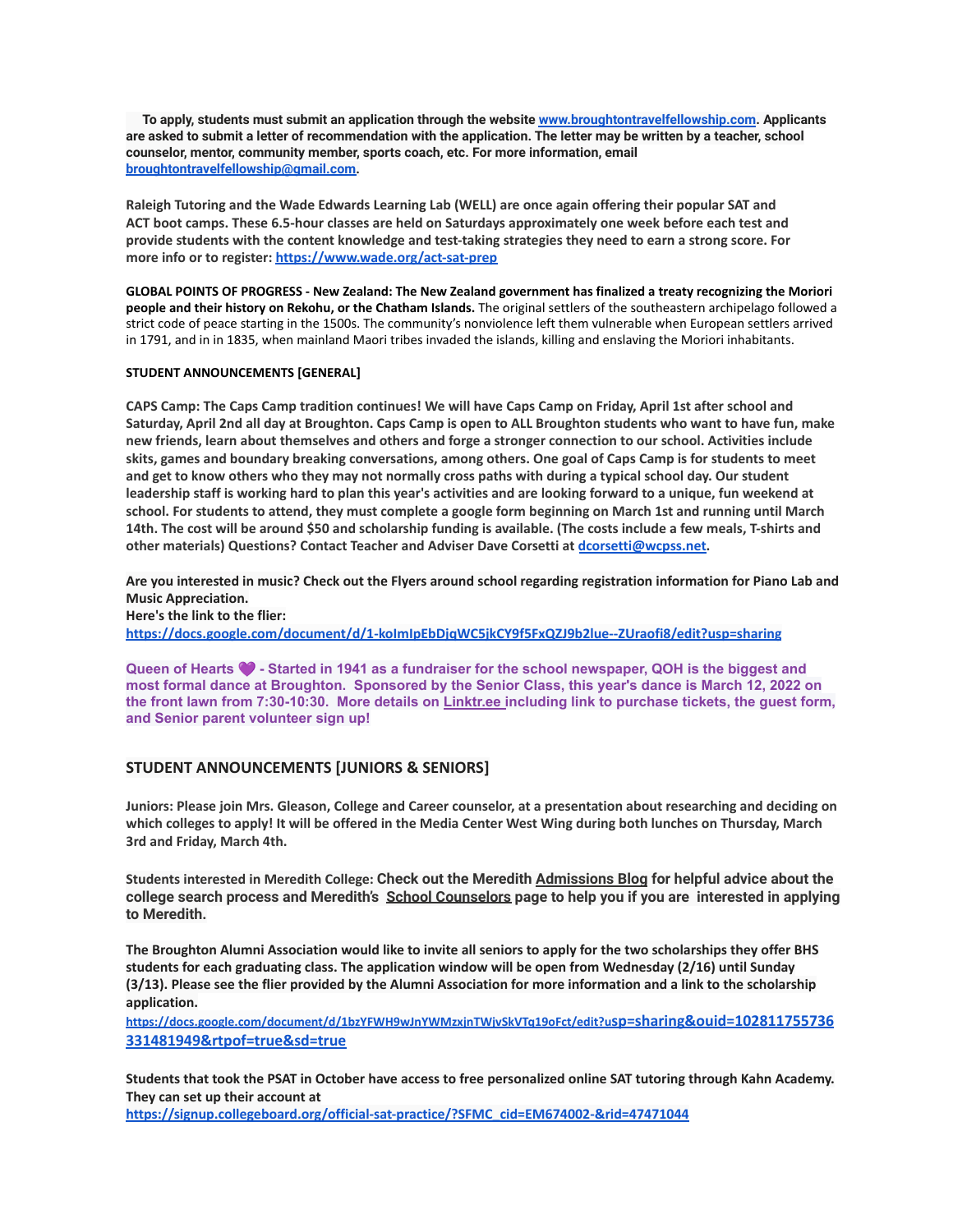**To apply, students must submit an application through the website [www.broughtontravelfellowship.com](http://www.broughtontravelfellowship.com). Applicants are asked to submit a letter of recommendation with the application. The letter may be written by a teacher, school counselor, mentor, community member, sports coach, etc. For more information, email [broughtontravelfellowship@gmail.com](mailto:broughtontravelfellowship@gmail.com).**

**Raleigh Tutoring and the Wade Edwards Learning Lab (WELL) are once again offering their popular SAT and ACT boot camps. These 6.5-hour classes are held on Saturdays approximately one week before each test and provide students with the content knowledge and test-taking strategies they need to earn a strong score. For more info or to register: [https://www.wade.org/act-sat-prep](https://www.wade.org/act-sat-prep)**

**GLOBAL POINTS OF PROGRESS - New Zealand: The New Zealand government has finalized a treaty recognizing the Moriori people and their history on Rekohu, or the Chatham Islands.** The original settlers of the southeastern archipelago followed a strict code of peace starting in the 1500s. The community's nonviolence left them vulnerable when European settlers arrived in 1791, and in in 1835, when mainland Maori tribes invaded the islands, killing and enslaving the Moriori inhabitants.

**STUDENT ANNOUNCEMENTS [GENERAL]**

**CAPS Camp: The Caps Camp tradition continues! We will have Caps Camp on Friday, April 1st after school and Saturday, April 2nd all day at Broughton. Caps Camp is open to ALL Broughton students who want to have fun, make new friends, learn about themselves and others and forge a stronger connection to our school. Activities include skits, games and boundary breaking conversations, among others. One goal of Caps Camp is for students to meet and get to know others who they may not normally cross paths with during a typical school day. Our student leadership staff is working hard to plan this year's activities and are looking forward to a unique, fun weekend at school. For students to attend, they must complete a google form beginning on March 1st and running until March 14th. The cost will be around $50 and scholarship funding is available. (The costs include a few meals, T-shirts and other materials) Questions? Contact Teacher and Adviser Dave Corsetti at [dcorsetti@wcpss.net](mailto:dcorsetti@wcpss.net).**

**Are you interested in music? Check out the Flyers around school regarding registration information for Piano Lab and Music Appreciation.**
**Here's the link to the flier:**
**[https://docs.google.com/document/d/1-koImIpEbDjqWC5jkCY9f5FxQZJ9b2lue--ZUraofi8/edit?usp=sharing](https://docs.google.com/document/d/1-koImIpEbDjqWC5jkCY9f5FxQZJ9b2lue--ZUraofi8/edit?usp=sharing)**

**Queen of Hearts 💜 - Started in 1941 as a fundraiser for the school newspaper, QOH is the biggest and most formal dance at Broughton. Sponsored by the Senior Class, this year's dance is March 12, 2022 on the front lawn from 7:30-10:30. More details on Linktr.ee including link to purchase tickets, the guest form, and Senior parent volunteer sign up!**

## STUDENT ANNOUNCEMENTS [JUNIORS & SENIORS]

**Juniors: Please join Mrs. Gleason, College and Career counselor, at a presentation about researching and deciding on which colleges to apply! It will be offered in the Media Center West Wing during both lunches on Thursday, March 3rd and Friday, March 4th.**

**Students interested in Meredith College: Check out the Meredith Admissions Blog for helpful advice about the college search process and Meredith's School Counselors page to help you if you are interested in applying to Meredith.**

**The Broughton Alumni Association would like to invite all seniors to apply for the two scholarships they offer BHS students for each graduating class. The application window will be open from Wednesday (2/16) until Sunday (3/13). Please see the flier provided by the Alumni Association for more information and a link to the scholarship application.**
**[https://docs.google.com/document/d/1bzYFWH9wJnYWMzxjnTWjvSkVTq19oFct/edit?usp=sharing&ouid=102811755736331481949&rtpof=true&sd=true](https://docs.google.com/document/d/1bzYFWH9wJnYWMzxjnTWjvSkVTq19oFct/edit?usp=sharing&ouid=102811755736331481949&rtpof=true&sd=true)**

**Students that took the PSAT in October have access to free personalized online SAT tutoring through Kahn Academy. They can set up their account at**
**[https://signup.collegeboard.org/official-sat-practice/?SFMC_cid=EM674002-&rid=47471044](https://signup.collegeboard.org/official-sat-practice/?SFMC_cid=EM674002-&rid=47471044)**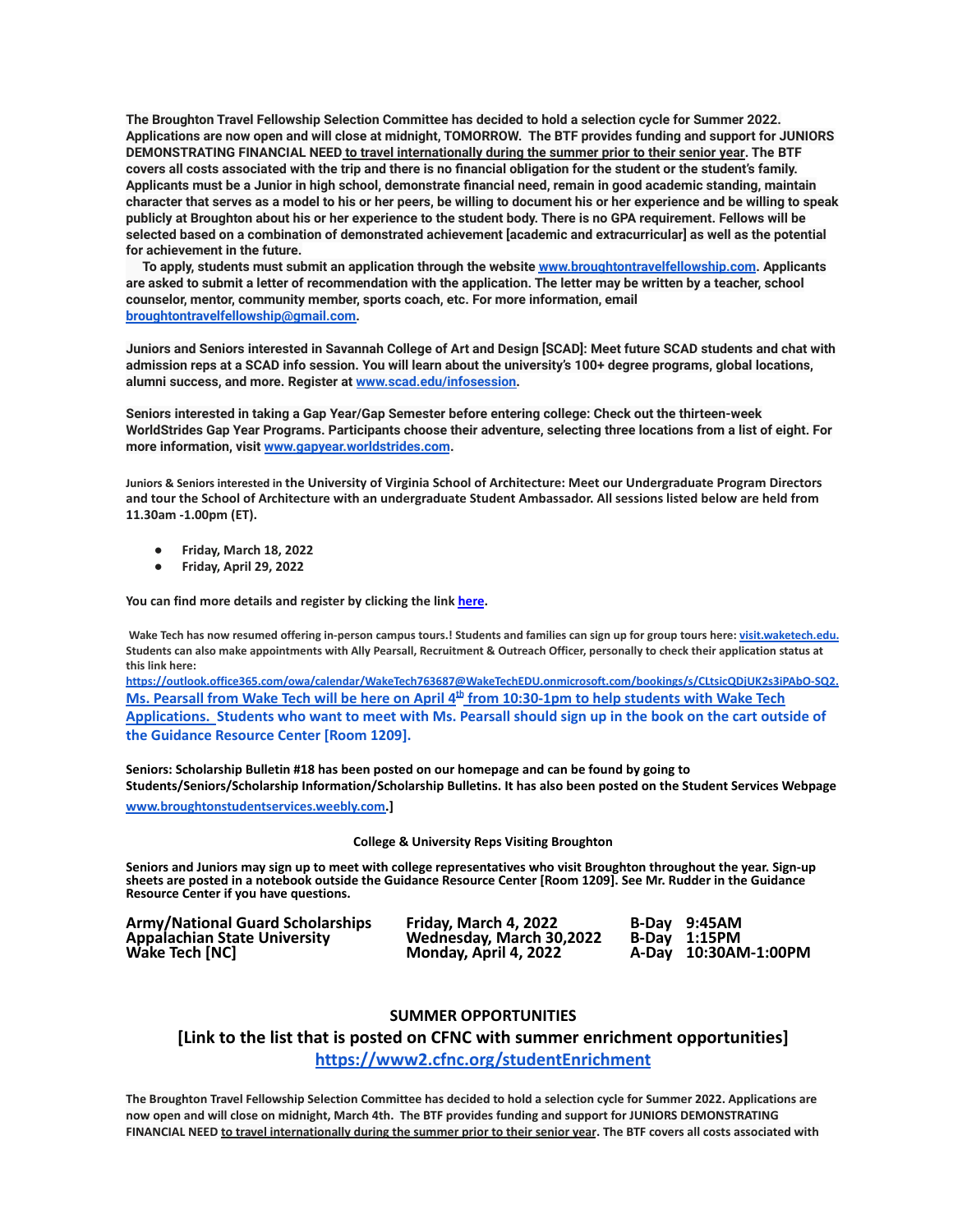**The Broughton Travel Fellowship Selection Committee has decided to hold a selection cycle for Summer 2022. Applications are now open and will close at midnight, TOMORROW. The BTF provides funding and support for JUNIORS DEMONSTRATING FINANCIAL NEED to travel internationally during the summer prior to their senior year. The BTF covers all costs associated with the trip and there is no financial obligation for the student or the student's family. Applicants must be a Junior in high school, demonstrate financial need, remain in good academic standing, maintain character that serves as a model to his or her peers, be willing to document his or her experience and be willing to speak publicly at Broughton about his or her experience to the student body. There is no GPA requirement. Fellows will be selected based on a combination of demonstrated achievement [academic and extracurricular] as well as the potential for achievement in the future.**

**To apply, students must submit an application through the website [www.broughtontravelfellowship.com](www.broughtontravelfellowship.com). Applicants are asked to submit a letter of recommendation with the application. The letter may be written by a teacher, school counselor, mentor, community member, sports coach, etc. For more information, email [broughtontravelfellowship@gmail.com](mailto:broughtontravelfellowship@gmail.com).**

**Juniors and Seniors interested in Savannah College of Art and Design [SCAD]: Meet future SCAD students and chat with admission reps at a SCAD info session. You will learn about the university's 100+ degree programs, global locations, alumni success, and more. Register at [www.scad.edu/infosession](www.scad.edu/infosession).**

**Seniors interested in taking a Gap Year/Gap Semester before entering college: Check out the thirteen-week WorldStrides Gap Year Programs. Participants choose their adventure, selecting three locations from a list of eight. For more information, visit [www.gapyear.worldstrides.com](www.gapyear.worldstrides.com).**

**Juniors & Seniors interested in the University of Virginia School of Architecture: Meet our Undergraduate Program Directors and tour the School of Architecture with an undergraduate Student Ambassador. All sessions listed below are held from 11.30am -1.00pm (ET).**

- **Friday, March 18, 2022**
- **Friday, April 29, 2022**

**You can find more details and register by clicking the link [here](here).**

**Wake Tech has now resumed offering in-person campus tours.! Students and families can sign up for group tours here: [visit.waketech.edu.](visit.waketech.edu) Students can also make appointments with Ally Pearsall, Recruitment & Outreach Officer, personally to check their application status at this link here: [https://outlook.office365.com/owa/calendar/WakeTech763687@WakeTechEDU.onmicrosoft.com/bookings/s/CLtsicQDjUK2s3iPAbO-SQ2.](https://outlook.office365.com/owa/calendar/WakeTech763687@WakeTechEDU.onmicrosoft.com/bookings/s/CLtsicQDjUK2s3iPAbO-SQ2)**
**Ms. Pearsall from Wake Tech will be here on April 4th from 10:30-1pm to help students with Wake Tech Applications. Students who want to meet with Ms. Pearsall should sign up in the book on the cart outside of the Guidance Resource Center [Room 1209].**

**Seniors: Scholarship Bulletin #18 has been posted on our homepage and can be found by going to Students/Seniors/Scholarship Information/Scholarship Bulletins. It has also been posted on the Student Services Webpage [www.broughtonstudentservices.weebly.com](www.broughtonstudentservices.weebly.com).]**

**College & University Reps Visiting Broughton**

**Seniors and Juniors may sign up to meet with college representatives who visit Broughton throughout the year. Sign-up sheets are posted in a notebook outside the Guidance Resource Center [Room 1209]. See Mr. Rudder in the Guidance Resource Center if you have questions.**

| | | | |
|---|---|---|---|
| **Army/National Guard Scholarships** | **Friday, March 4, 2022** | **B-Day** | **9:45AM** |
| **Appalachian State University** | **Wednesday, March 30,2022** | **B-Day** | **1:15PM** |
| **Wake Tech [NC]** | **Monday, April 4, 2022** | **A-Day** | **10:30AM-1:00PM** |

## SUMMER OPPORTUNITIES

**[Link to the list that is posted on CFNC with summer enrichment opportunities]**
**[https://www2.cfnc.org/studentEnrichment](https://www2.cfnc.org/studentEnrichment)**

**The Broughton Travel Fellowship Selection Committee has decided to hold a selection cycle for Summer 2022. Applications are now open and will close on midnight, March 4th. The BTF provides funding and support for JUNIORS DEMONSTRATING FINANCIAL NEED to travel internationally during the summer prior to their senior year. The BTF covers all costs associated with**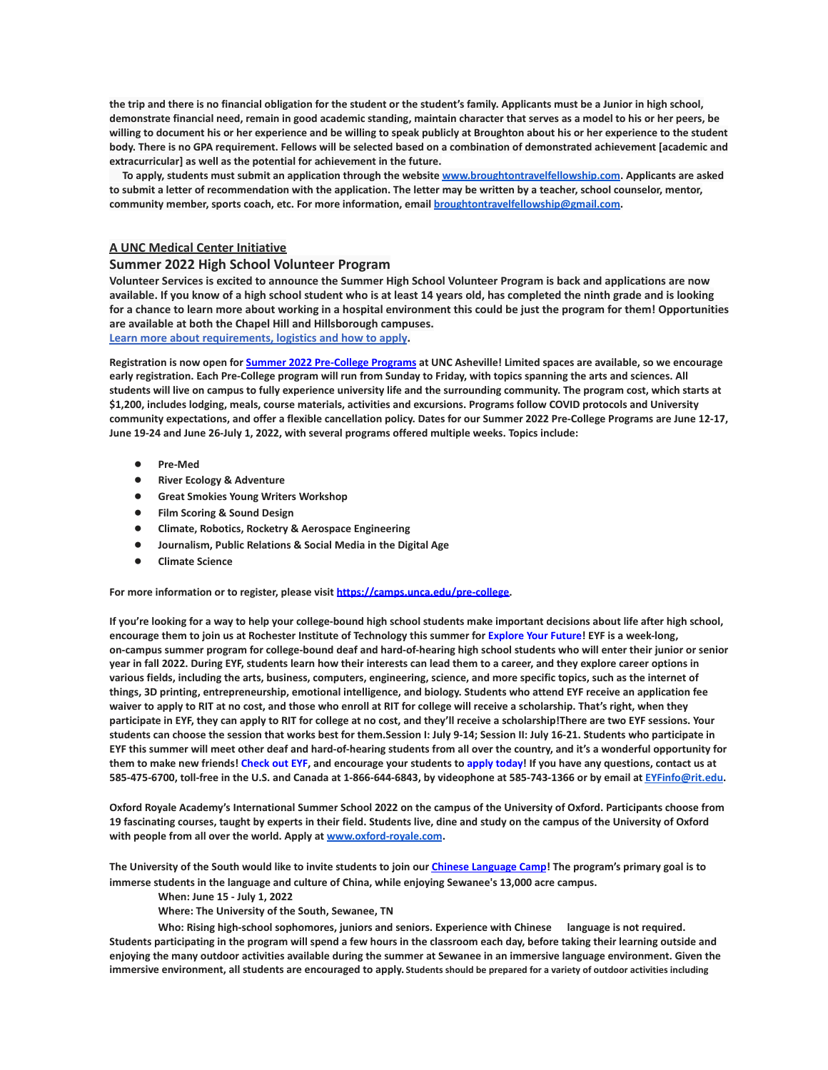**the trip and there is no financial obligation for the student or the student's family. Applicants must be a Junior in high school, demonstrate financial need, remain in good academic standing, maintain character that serves as a model to his or her peers, be willing to document his or her experience and be willing to speak publicly at Broughton about his or her experience to the student body. There is no GPA requirement. Fellows will be selected based on a combination of demonstrated achievement [academic and extracurricular] as well as the potential for achievement in the future.**

**To apply, students must submit an application through the website [www.broughtontravelfellowship.com](www.broughtontravelfellowship.com). Applicants are asked to submit a letter of recommendation with the application. The letter may be written by a teacher, school counselor, mentor, community member, sports coach, etc. For more information, email [broughtontravelfellowship@gmail.com](mailto:broughtontravelfellowship@gmail.com).**

**A UNC Medical Center Initiative**

### Summer 2022 High School Volunteer Program

**Volunteer Services is excited to announce the Summer High School Volunteer Program is back and applications are now available. If you know of a high school student who is at least 14 years old, has completed the ninth grade and is looking for a chance to learn more about working in a hospital environment this could be just the program for them! Opportunities are available at both the Chapel Hill and Hillsborough campuses.**
**Learn more about requirements, logistics and how to apply.**

**Registration is now open for Summer 2022 Pre-College Programs at UNC Asheville! Limited spaces are available, so we encourage early registration. Each Pre-College program will run from Sunday to Friday, with topics spanning the arts and sciences. All students will live on campus to fully experience university life and the surrounding community. The program cost, which starts at $1,200, includes lodging, meals, course materials, activities and excursions. Programs follow COVID protocols and University community expectations, and offer a flexible cancellation policy. Dates for our Summer 2022 Pre-College Programs are June 12-17, June 19-24 and June 26-July 1, 2022, with several programs offered multiple weeks. Topics include:**

- **Pre-Med**
- **River Ecology & Adventure**
- **Great Smokies Young Writers Workshop**
- **Film Scoring & Sound Design**
- **Climate, Robotics, Rocketry & Aerospace Engineering**
- **Journalism, Public Relations & Social Media in the Digital Age**
- **Climate Science**

**For more information or to register, please visit [https://camps.unca.edu/pre-college](https://camps.unca.edu/pre-college).**

**If you're looking for a way to help your college-bound high school students make important decisions about life after high school, encourage them to join us at Rochester Institute of Technology this summer for Explore Your Future! EYF is a week-long, on-campus summer program for college-bound deaf and hard-of-hearing high school students who will enter their junior or senior year in fall 2022. During EYF, students learn how their interests can lead them to a career, and they explore career options in various fields, including the arts, business, computers, engineering, science, and more specific topics, such as the internet of things, 3D printing, entrepreneurship, emotional intelligence, and biology. Students who attend EYF receive an application fee waiver to apply to RIT at no cost, and those who enroll at RIT for college will receive a scholarship. That's right, when they participate in EYF, they can apply to RIT for college at no cost, and they'll receive a scholarship!There are two EYF sessions. Your students can choose the session that works best for them.Session I: July 9-14; Session II: July 16-21. Students who participate in EYF this summer will meet other deaf and hard-of-hearing students from all over the country, and it's a wonderful opportunity for them to make new friends! Check out EYF, and encourage your students to apply today! If you have any questions, contact us at 585-475-6700, toll-free in the U.S. and Canada at 1-866-644-6843, by videophone at 585-743-1366 or by email at [EYFinfo@rit.edu](mailto:EYFinfo@rit.edu).**

**Oxford Royale Academy's International Summer School 2022 on the campus of the University of Oxford. Participants choose from 19 fascinating courses, taught by experts in their field. Students live, dine and study on the campus of the University of Oxford with people from all over the world. Apply at [www.oxford-royale.com](www.oxford-royale.com).**

**The University of the South would like to invite students to join our Chinese Language Camp! The program's primary goal is to immerse students in the language and culture of China, while enjoying Sewanee's 13,000 acre campus.**

**When: June 15 - July 1, 2022**
**Where: The University of the South, Sewanee, TN**
**Who: Rising high-school sophomores, juniors and seniors. Experience with Chinese language is not required.**

**Students participating in the program will spend a few hours in the classroom each day, before taking their learning outside and enjoying the many outdoor activities available during the summer at Sewanee in an immersive language environment. Given the immersive environment, all students are encouraged to apply. Students should be prepared for a variety of outdoor activities including**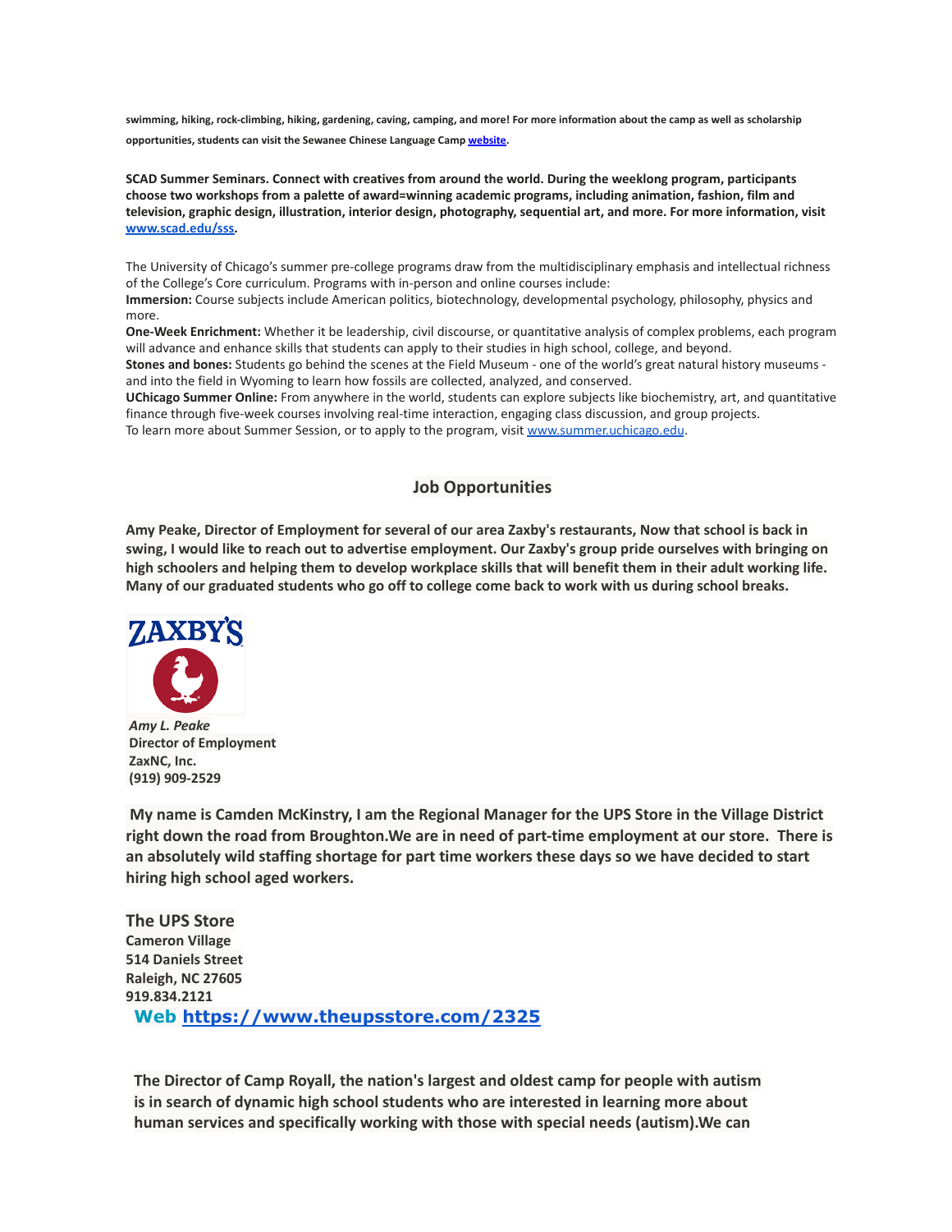**swimming, hiking, rock-climbing, hiking, gardening, caving, camping, and more! For more information about the camp as well as scholarship opportunities, students can visit the Sewanee Chinese Language Camp website.**

**SCAD Summer Seminars. Connect with creatives from around the world. During the weeklong program, participants choose two workshops from a palette of award=winning academic programs, including animation, fashion, film and television, graphic design, illustration, interior design, photography, sequential art, and more. For more information, visit www.scad.edu/sss.**

The University of Chicago's summer pre-college programs draw from the multidisciplinary emphasis and intellectual richness of the College's Core curriculum. Programs with in-person and online courses include:
**Immersion:** Course subjects include American politics, biotechnology, developmental psychology, philosophy, physics and more.
**One-Week Enrichment:** Whether it be leadership, civil discourse, or quantitative analysis of complex problems, each program will advance and enhance skills that students can apply to their studies in high school, college, and beyond.
**Stones and bones:** Students go behind the scenes at the Field Museum - one of the world's great natural history museums - and into the field in Wyoming to learn how fossils are collected, analyzed, and conserved.
**UChicago Summer Online:** From anywhere in the world, students can explore subjects like biochemistry, art, and quantitative finance through five-week courses involving real-time interaction, engaging class discussion, and group projects.
To learn more about Summer Session, or to apply to the program, visit www.summer.uchicago.edu.

## Job Opportunities

**Amy Peake, Director of Employment for several of our area Zaxby's restaurants, Now that school is back in swing, I would like to reach out to advertise employment. Our Zaxby's group pride ourselves with bringing on high schoolers and helping them to develop workplace skills that will benefit them in their adult working life. Many of our graduated students who go off to college come back to work with us during school breaks.**

ZAXBY'S

***Amy L. Peake***
**Director of Employment**
**ZaxNC, Inc.**
**(919) 909-2529**

**My name is Camden McKinstry, I am the Regional Manager for the UPS Store in the Village District right down the road from Broughton.We are in need of part-time employment at our store. There is an absolutely wild staffing shortage for part time workers these days so we have decided to start hiring high school aged workers.**

**The UPS Store**
**Cameron Village**
**514 Daniels Street**
**Raleigh, NC 27605**
**919.834.2121**
**Web https://www.theupsstore.com/2325**

**The Director of Camp Royall, the nation's largest and oldest camp for people with autism is in search of dynamic high school students who are interested in learning more about human services and specifically working with those with special needs (autism).We can**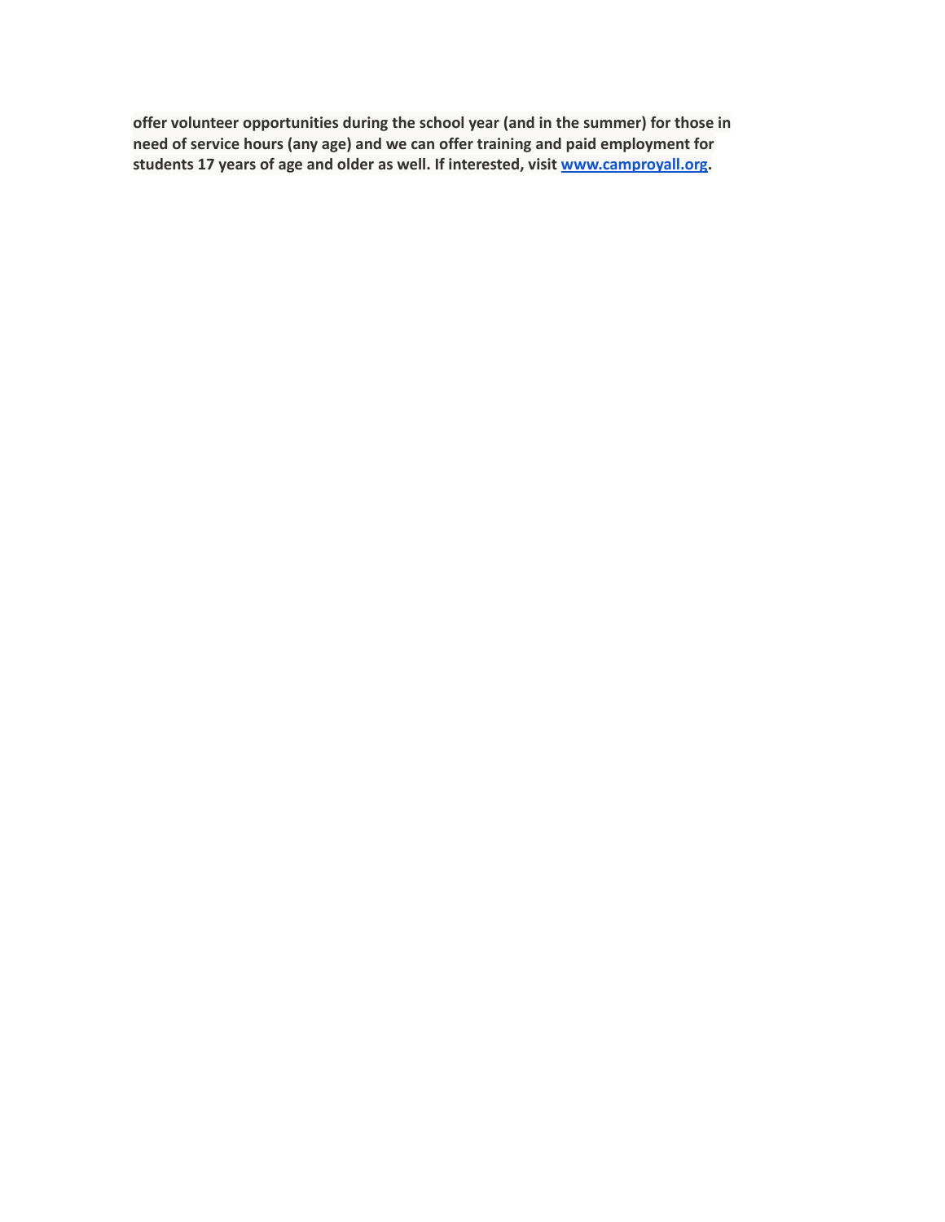**offer volunteer opportunities during the school year (and in the summer) for those in need of service hours (any age) and we can offer training and paid employment for students 17 years of age and older as well. If interested, visit [www.camproyall.org](http://www.camproyall.org).**